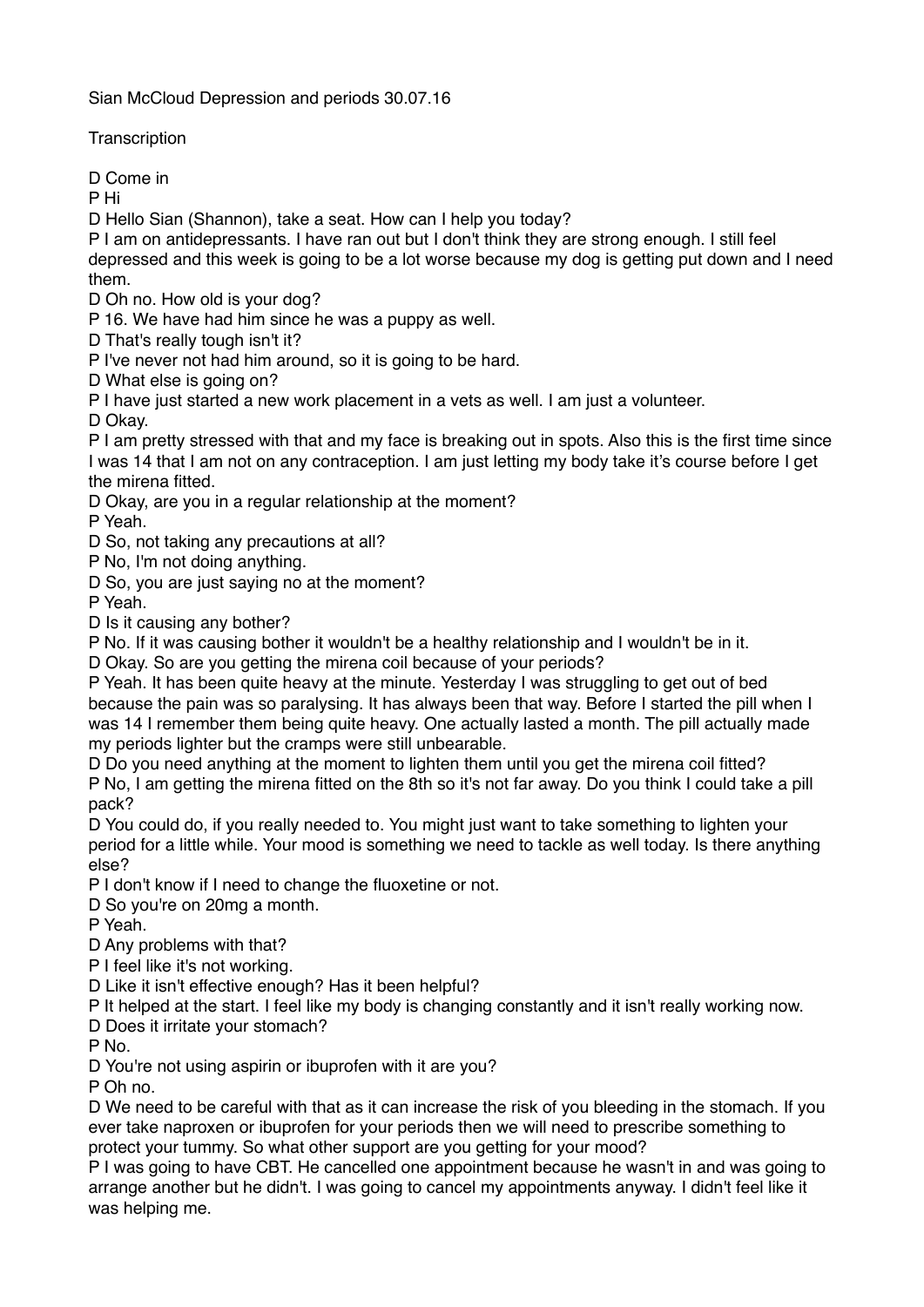Sian McCloud Depression and periods 30.07.16

Transcription

D Come in

P Hi

D Hello Sian (Shannon), take a seat. How can I help you today?

P I am on antidepressants. I have ran out but I don't think they are strong enough. I still feel depressed and this week is going to be a lot worse because my dog is getting put down and I need them.

D Oh no. How old is your dog?

P 16. We have had him since he was a puppy as well.

D That's really tough isn't it?

P I've never not had him around, so it is going to be hard.

D What else is going on?

P I have just started a new work placement in a vets as well. I am just a volunteer.

D Okay.

P I am pretty stressed with that and my face is breaking out in spots. Also this is the first time since I was 14 that I am not on any contraception. I am just letting my body take it's course before I get the mirena fitted.

D Okay, are you in a regular relationship at the moment?

P Yeah.

D So, not taking any precautions at all?

P No, I'm not doing anything.

D So, you are just saying no at the moment?

P Yeah.

D Is it causing any bother?

P No. If it was causing bother it wouldn't be a healthy relationship and I wouldn't be in it.

D Okay. So are you getting the mirena coil because of your periods?

P Yeah. It has been quite heavy at the minute. Yesterday I was struggling to get out of bed because the pain was so paralysing. It has always been that way. Before I started the pill when I was 14 I remember them being quite heavy. One actually lasted a month. The pill actually made my periods lighter but the cramps were still unbearable.

D Do you need anything at the moment to lighten them until you get the mirena coil fitted?

P No, I am getting the mirena fitted on the 8th so it's not far away. Do you think I could take a pill pack?

D You could do, if you really needed to. You might just want to take something to lighten your period for a little while. Your mood is something we need to tackle as well today. Is there anything else?

P I don't know if I need to change the fluoxetine or not.

D So you're on 20mg a month.

P Yeah.

D Any problems with that?

P I feel like it's not working.

D Like it isn't effective enough? Has it been helpful?

P It helped at the start. I feel like my body is changing constantly and it isn't really working now.

D Does it irritate your stomach?

P No.

D You're not using aspirin or ibuprofen with it are you?

P Oh no.

D We need to be careful with that as it can increase the risk of you bleeding in the stomach. If you ever take naproxen or ibuprofen for your periods then we will need to prescribe something to protect your tummy. So what other support are you getting for your mood?

P I was going to have CBT. He cancelled one appointment because he wasn't in and was going to arrange another but he didn't. I was going to cancel my appointments anyway. I didn't feel like it was helping me.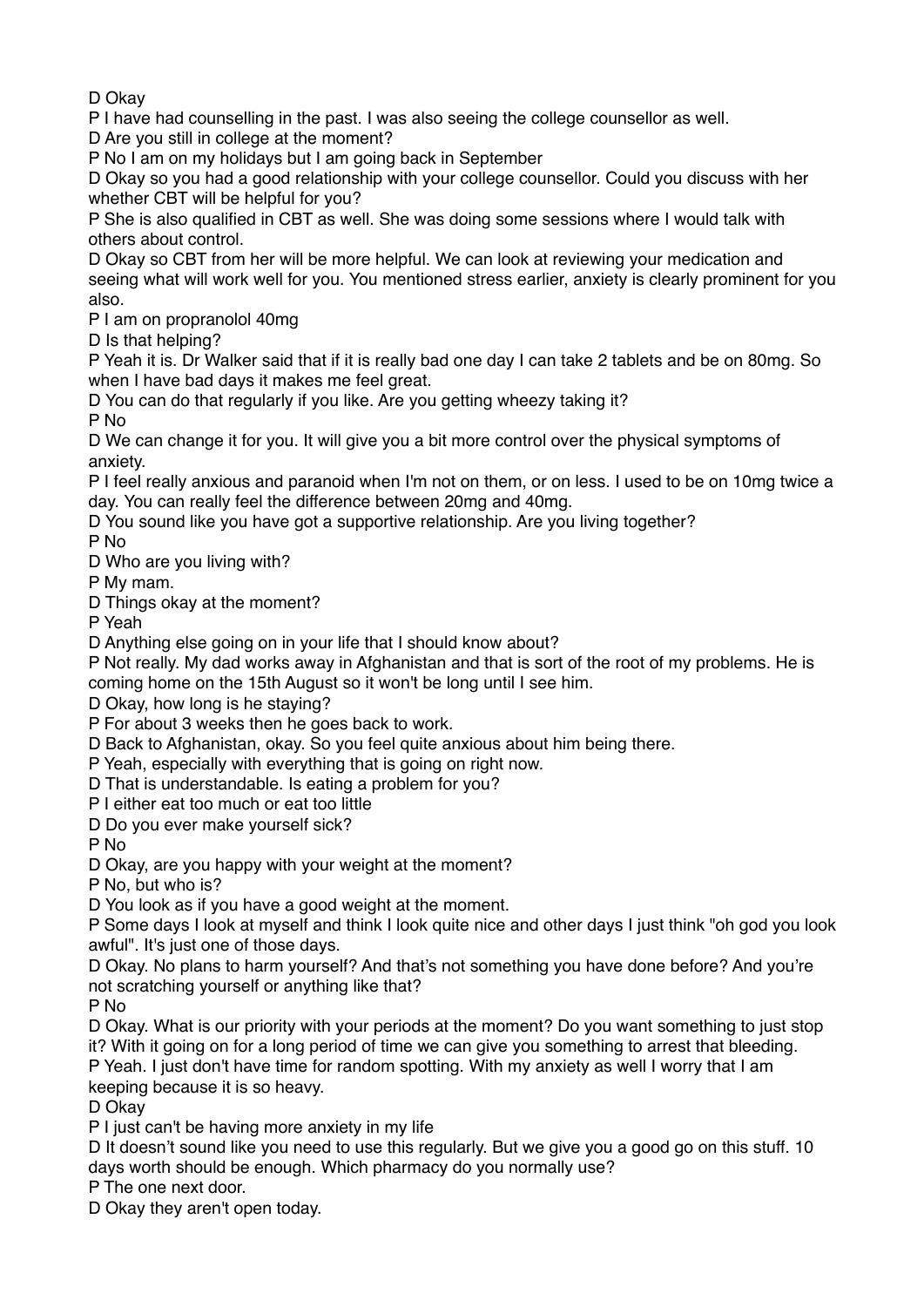D Okay

P I have had counselling in the past. I was also seeing the college counsellor as well.

D Are you still in college at the moment?

P No I am on my holidays but I am going back in September

D Okay so you had a good relationship with your college counsellor. Could you discuss with her whether CBT will be helpful for you?

P She is also qualified in CBT as well. She was doing some sessions where I would talk with others about control.

D Okay so CBT from her will be more helpful. We can look at reviewing your medication and seeing what will work well for you. You mentioned stress earlier, anxiety is clearly prominent for you also.

P I am on propranolol 40mg

D Is that helping?

P Yeah it is. Dr Walker said that if it is really bad one day I can take 2 tablets and be on 80mg. So when I have bad days it makes me feel great.

D You can do that regularly if you like. Are you getting wheezy taking it?

P No

D We can change it for you. It will give you a bit more control over the physical symptoms of anxiety.

P I feel really anxious and paranoid when I'm not on them, or on less. I used to be on 10mg twice a day. You can really feel the difference between 20mg and 40mg.

D You sound like you have got a supportive relationship. Are you living together?

P No

D Who are you living with?

P My mam.

D Things okay at the moment?

P Yeah

D Anything else going on in your life that I should know about?

P Not really. My dad works away in Afghanistan and that is sort of the root of my problems. He is coming home on the 15th August so it won't be long until I see him.

D Okay, how long is he staying?

P For about 3 weeks then he goes back to work.

D Back to Afghanistan, okay. So you feel quite anxious about him being there.

P Yeah, especially with everything that is going on right now.

D That is understandable. Is eating a problem for you?

P I either eat too much or eat too little

D Do you ever make yourself sick?

P No

D Okay, are you happy with your weight at the moment?

P No, but who is?

D You look as if you have a good weight at the moment.

P Some days I look at myself and think I look quite nice and other days I just think "oh god you look awful". It's just one of those days.

D Okay. No plans to harm yourself? And that's not something you have done before? And you're not scratching yourself or anything like that?

P No

D Okay. What is our priority with your periods at the moment? Do you want something to just stop it? With it going on for a long period of time we can give you something to arrest that bleeding.

P Yeah. I just don't have time for random spotting. With my anxiety as well I worry that I am keeping because it is so heavy.

D Okay

P I just can't be having more anxiety in my life

D It doesn't sound like you need to use this regularly. But we give you a good go on this stuff. 10 days worth should be enough. Which pharmacy do you normally use?

P The one next door.

D Okay they aren't open today.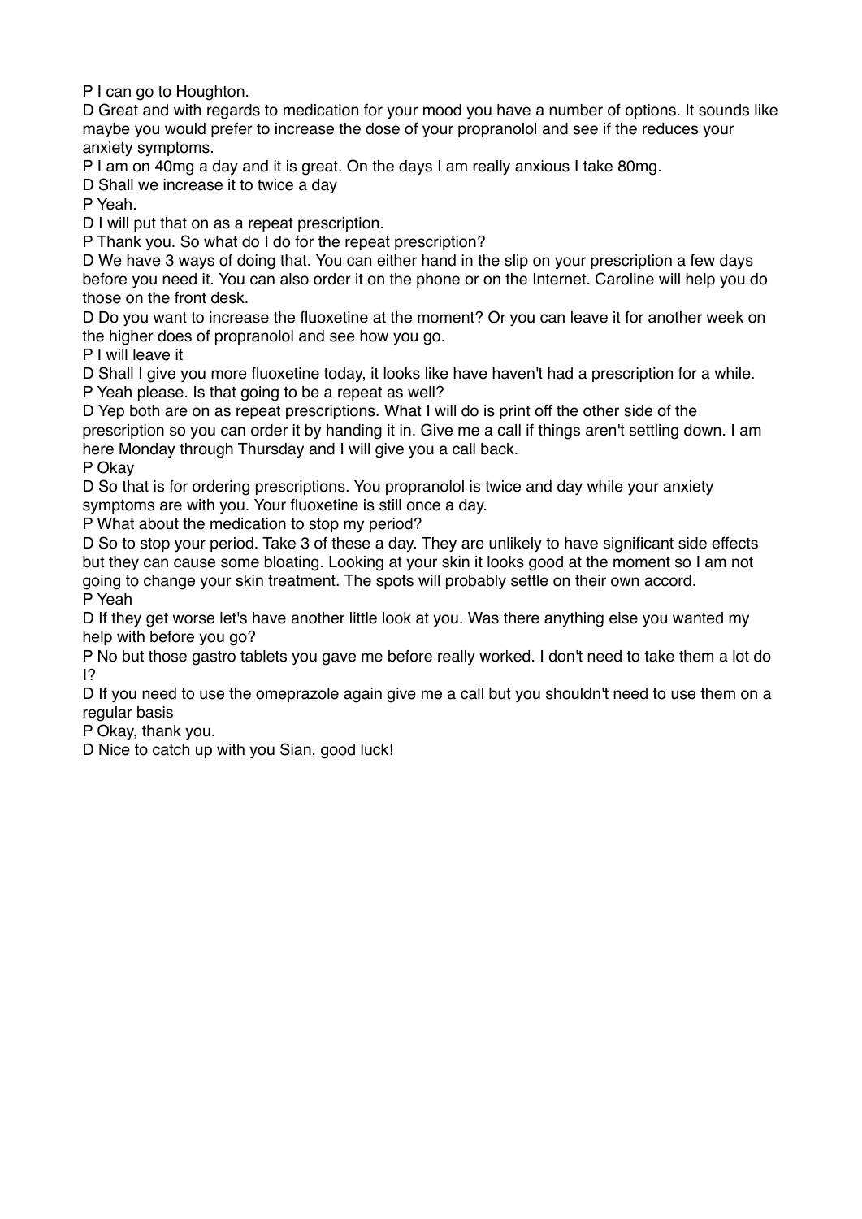P I can go to Houghton.

D Great and with regards to medication for your mood you have a number of options. It sounds like maybe you would prefer to increase the dose of your propranolol and see if the reduces your anxiety symptoms.

P I am on 40mg a day and it is great. On the days I am really anxious I take 80mg.

D Shall we increase it to twice a day

P Yeah.

D I will put that on as a repeat prescription.

P Thank you. So what do I do for the repeat prescription?

D We have 3 ways of doing that. You can either hand in the slip on your prescription a few days before you need it. You can also order it on the phone or on the Internet. Caroline will help you do those on the front desk.

D Do you want to increase the fluoxetine at the moment? Or you can leave it for another week on the higher does of propranolol and see how you go.

P I will leave it

D Shall I give you more fluoxetine today, it looks like have haven't had a prescription for a while.

P Yeah please. Is that going to be a repeat as well?

D Yep both are on as repeat prescriptions. What I will do is print off the other side of the prescription so you can order it by handing it in. Give me a call if things aren't settling down. I am here Monday through Thursday and I will give you a call back.

P Okay

D So that is for ordering prescriptions. You propranolol is twice and day while your anxiety symptoms are with you. Your fluoxetine is still once a day.

P What about the medication to stop my period?

D So to stop your period. Take 3 of these a day. They are unlikely to have significant side effects but they can cause some bloating. Looking at your skin it looks good at the moment so I am not going to change your skin treatment. The spots will probably settle on their own accord.

P Yeah

D If they get worse let's have another little look at you. Was there anything else you wanted my help with before you go?

P No but those gastro tablets you gave me before really worked. I don't need to take them a lot do I?

D If you need to use the omeprazole again give me a call but you shouldn't need to use them on a regular basis

P Okay, thank you.

D Nice to catch up with you Sian, good luck!